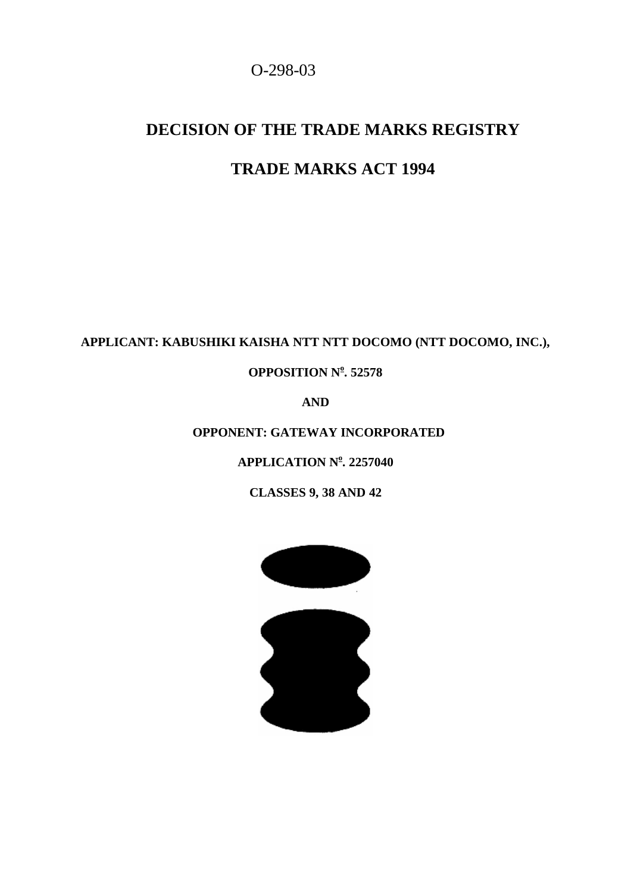O-298-03

# DECISION OF THE TRADE MARKS REGISTRY

# TRADE MARKS ACT 1994

**APPLICANT: KABUSHIKI KAISHA NTT NTT DOCOMO (NTT DOCOMO, INC.),**

**OPPOSITION Nº. 52578**

**AND**

**OPPONENT: GATEWAY INCORPORATED**

**APPLICATION Nº. 2257040**

**CLASSES 9, 38 AND 42**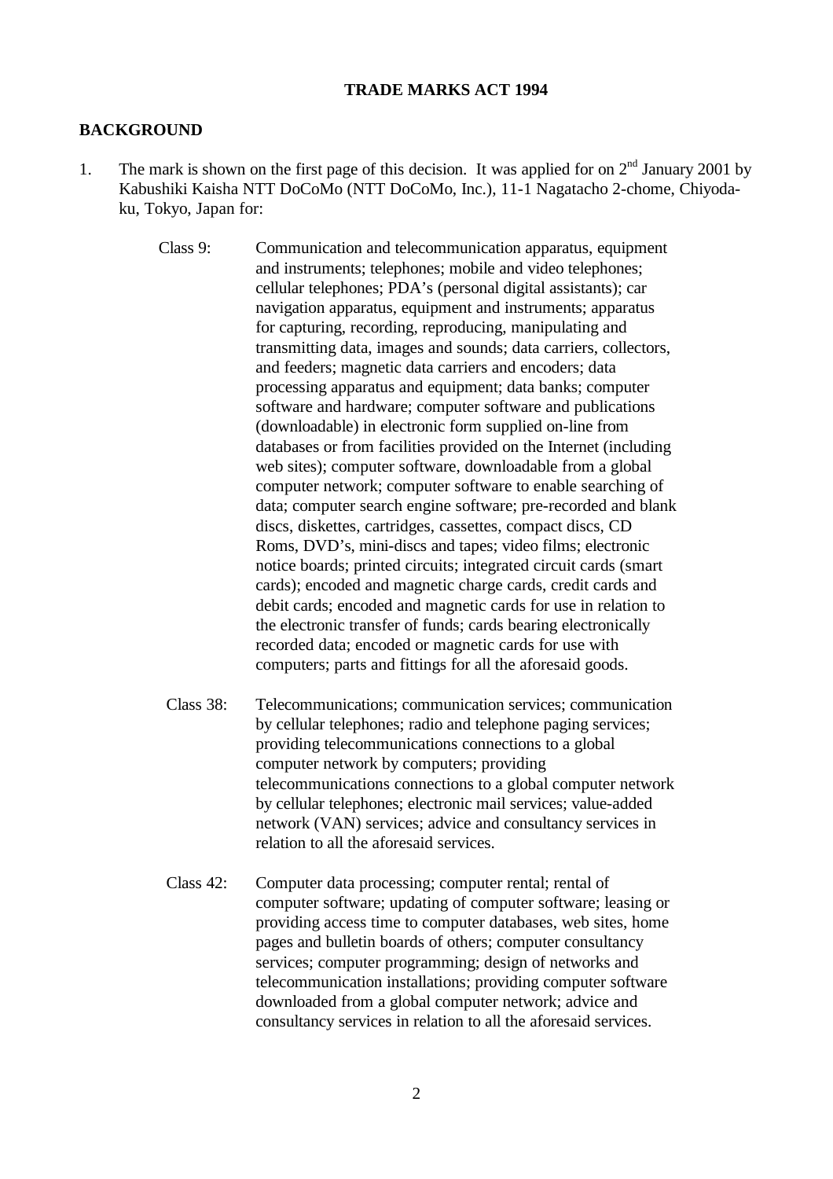**TRADE MARKS ACT 1994**

**BACKGROUND**

1. The mark is shown on the first page of this decision. It was applied for on 2nd January 2001 by Kabushiki Kaisha NTT DoCoMo (NTT DoCoMo, Inc.), 11-1 Nagatacho 2-chome, Chiyoda-ku, Tokyo, Japan for:

Class 9: Communication and telecommunication apparatus, equipment and instruments; telephones; mobile and video telephones; cellular telephones; PDA's (personal digital assistants); car navigation apparatus, equipment and instruments; apparatus for capturing, recording, reproducing, manipulating and transmitting data, images and sounds; data carriers, collectors, and feeders; magnetic data carriers and encoders; data processing apparatus and equipment; data banks; computer software and hardware; computer software and publications (downloadable) in electronic form supplied on-line from databases or from facilities provided on the Internet (including web sites); computer software, downloadable from a global computer network; computer software to enable searching of data; computer search engine software; pre-recorded and blank discs, diskettes, cartridges, cassettes, compact discs, CD Roms, DVD's, mini-discs and tapes; video films; electronic notice boards; printed circuits; integrated circuit cards (smart cards); encoded and magnetic charge cards, credit cards and debit cards; encoded and magnetic cards for use in relation to the electronic transfer of funds; cards bearing electronically recorded data; encoded or magnetic cards for use with computers; parts and fittings for all the aforesaid goods.

Class 38: Telecommunications; communication services; communication by cellular telephones; radio and telephone paging services; providing telecommunications connections to a global computer network by computers; providing telecommunications connections to a global computer network by cellular telephones; electronic mail services; value-added network (VAN) services; advice and consultancy services in relation to all the aforesaid services.

Class 42: Computer data processing; computer rental; rental of computer software; updating of computer software; leasing or providing access time to computer databases, web sites, home pages and bulletin boards of others; computer consultancy services; computer programming; design of networks and telecommunication installations; providing computer software downloaded from a global computer network; advice and consultancy services in relation to all the aforesaid services.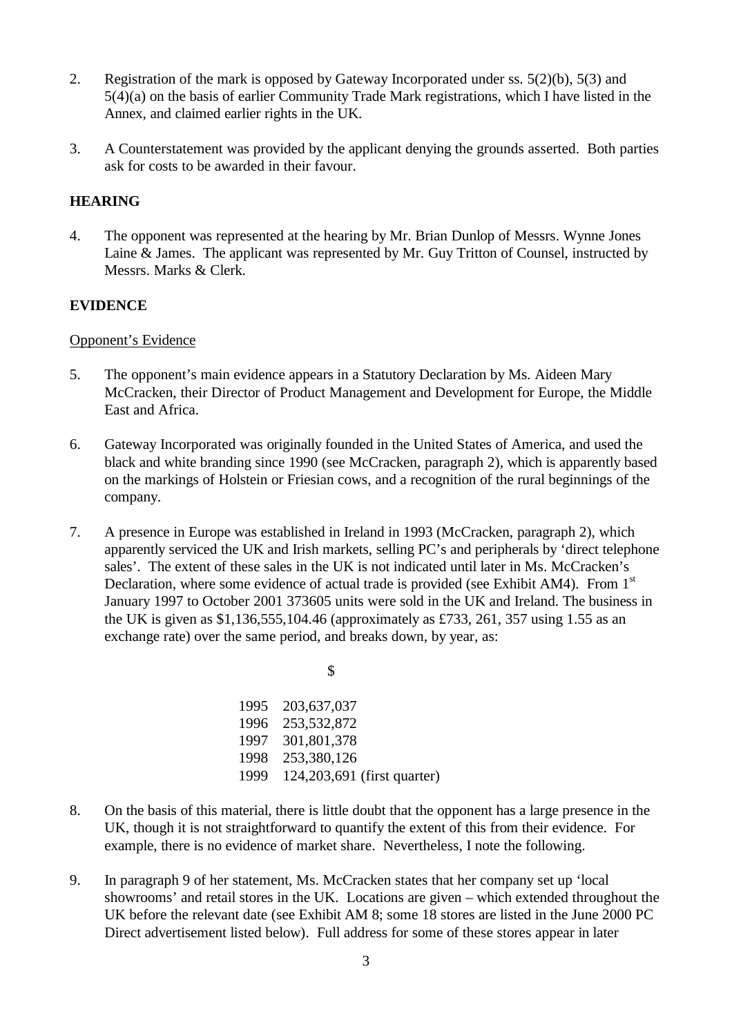2. Registration of the mark is opposed by Gateway Incorporated under ss. 5(2)(b), 5(3) and 5(4)(a) on the basis of earlier Community Trade Mark registrations, which I have listed in the Annex, and claimed earlier rights in the UK.

3. A Counterstatement was provided by the applicant denying the grounds asserted. Both parties ask for costs to be awarded in their favour.

**HEARING**

4. The opponent was represented at the hearing by Mr. Brian Dunlop of Messrs. Wynne Jones Laine & James. The applicant was represented by Mr. Guy Tritton of Counsel, instructed by Messrs. Marks & Clerk.

**EVIDENCE**

Opponent's Evidence

5. The opponent's main evidence appears in a Statutory Declaration by Ms. Aideen Mary McCracken, their Director of Product Management and Development for Europe, the Middle East and Africa.

6. Gateway Incorporated was originally founded in the United States of America, and used the black and white branding since 1990 (see McCracken, paragraph 2), which is apparently based on the markings of Holstein or Friesian cows, and a recognition of the rural beginnings of the company.

7. A presence in Europe was established in Ireland in 1993 (McCracken, paragraph 2), which apparently serviced the UK and Irish markets, selling PC's and peripherals by 'direct telephone sales'. The extent of these sales in the UK is not indicated until later in Ms. McCracken's Declaration, where some evidence of actual trade is provided (see Exhibit AM4). From 1st January 1997 to October 2001 373605 units were sold in the UK and Ireland. The business in the UK is given as $1,136,555,104.46 (approximately as £733, 261, 357 using 1.55 as an exchange rate) over the same period, and breaks down, by year, as:

| | $ |
|---|---|
| 1995 | 203,637,037 |
| 1996 | 253,532,872 |
| 1997 | 301,801,378 |
| 1998 | 253,380,126 |
| 1999 | 124,203,691 (first quarter) |

8. On the basis of this material, there is little doubt that the opponent has a large presence in the UK, though it is not straightforward to quantify the extent of this from their evidence. For example, there is no evidence of market share. Nevertheless, I note the following.

9. In paragraph 9 of her statement, Ms. McCracken states that her company set up 'local showrooms' and retail stores in the UK. Locations are given – which extended throughout the UK before the relevant date (see Exhibit AM 8; some 18 stores are listed in the June 2000 PC Direct advertisement listed below). Full address for some of these stores appear in later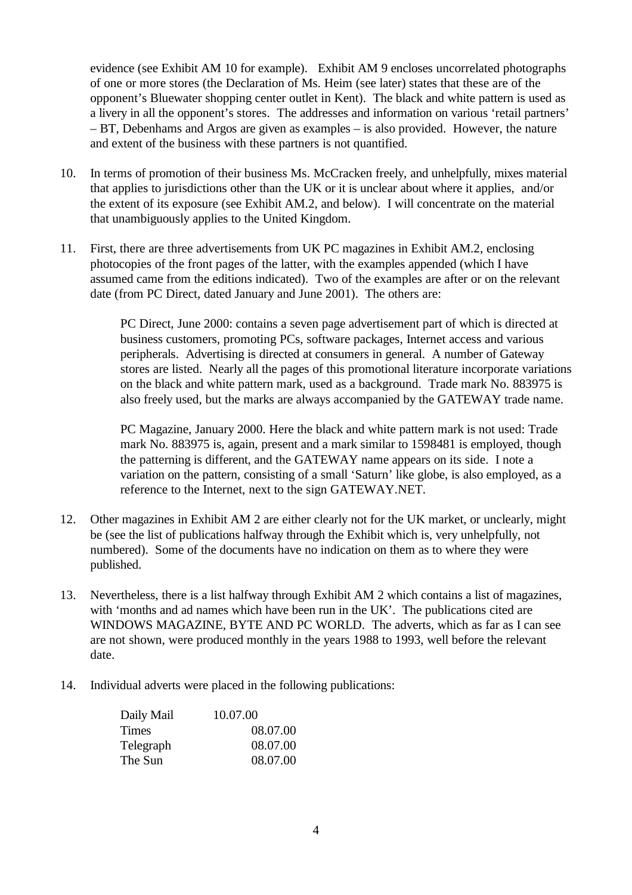evidence (see Exhibit AM 10 for example). Exhibit AM 9 encloses uncorrelated photographs of one or more stores (the Declaration of Ms. Heim (see later) states that these are of the opponent's Bluewater shopping center outlet in Kent). The black and white pattern is used as a livery in all the opponent's stores. The addresses and information on various 'retail partners' – BT, Debenhams and Argos are given as examples – is also provided. However, the nature and extent of the business with these partners is not quantified.

10. In terms of promotion of their business Ms. McCracken freely, and unhelpfully, mixes material that applies to jurisdictions other than the UK or it is unclear about where it applies, and/or the extent of its exposure (see Exhibit AM.2, and below). I will concentrate on the material that unambiguously applies to the United Kingdom.

11. First, there are three advertisements from UK PC magazines in Exhibit AM.2, enclosing photocopies of the front pages of the latter, with the examples appended (which I have assumed came from the editions indicated). Two of the examples are after or on the relevant date (from PC Direct, dated January and June 2001). The others are:

    PC Direct, June 2000: contains a seven page advertisement part of which is directed at business customers, promoting PCs, software packages, Internet access and various peripherals. Advertising is directed at consumers in general. A number of Gateway stores are listed. Nearly all the pages of this promotional literature incorporate variations on the black and white pattern mark, used as a background. Trade mark No. 883975 is also freely used, but the marks are always accompanied by the GATEWAY trade name.

    PC Magazine, January 2000. Here the black and white pattern mark is not used: Trade mark No. 883975 is, again, present and a mark similar to 1598481 is employed, though the patterning is different, and the GATEWAY name appears on its side. I note a variation on the pattern, consisting of a small 'Saturn' like globe, is also employed, as a reference to the Internet, next to the sign GATEWAY.NET.

12. Other magazines in Exhibit AM 2 are either clearly not for the UK market, or unclearly, might be (see the list of publications halfway through the Exhibit which is, very unhelpfully, not numbered). Some of the documents have no indication on them as to where they were published.

13. Nevertheless, there is a list halfway through Exhibit AM 2 which contains a list of magazines, with 'months and ad names which have been run in the UK'. The publications cited are WINDOWS MAGAZINE, BYTE AND PC WORLD. The adverts, which as far as I can see are not shown, were produced monthly in the years 1988 to 1993, well before the relevant date.

14. Individual adverts were placed in the following publications:

| | |
|---|---|
| Daily Mail | 10.07.00 |
| Times | 08.07.00 |
| Telegraph | 08.07.00 |
| The Sun | 08.07.00 |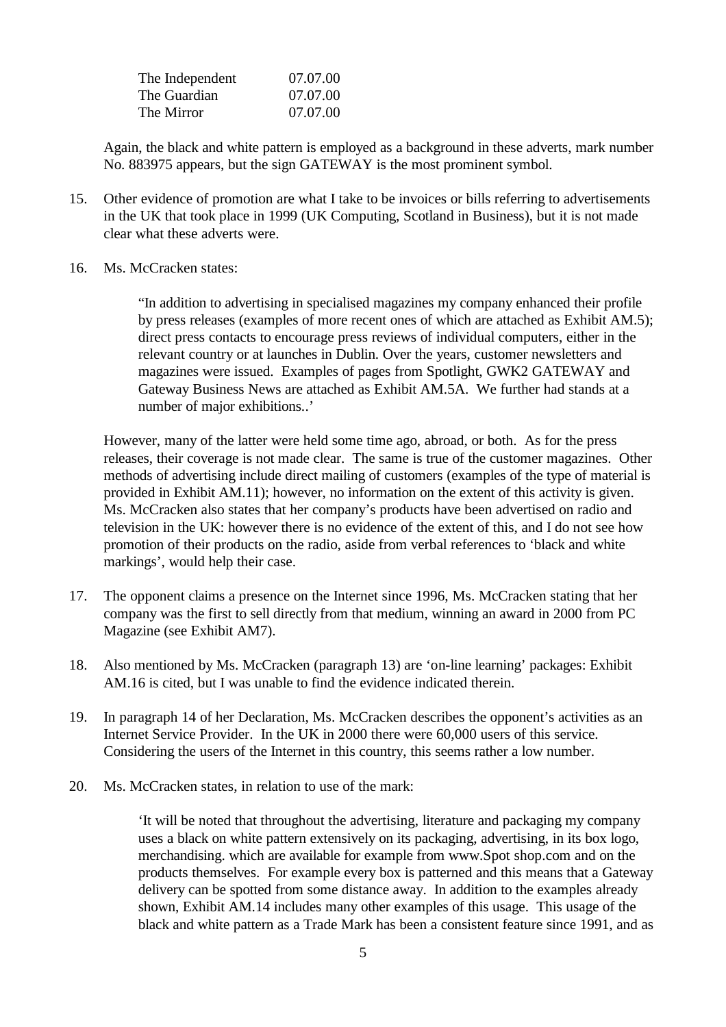| | |
|---|---|
| The Independent | 07.07.00 |
| The Guardian | 07.07.00 |
| The Mirror | 07.07.00 |

Again, the black and white pattern is employed as a background in these adverts, mark number No. 883975 appears, but the sign GATEWAY is the most prominent symbol.

15. Other evidence of promotion are what I take to be invoices or bills referring to advertisements in the UK that took place in 1999 (UK Computing, Scotland in Business), but it is not made clear what these adverts were.

16. Ms. McCracken states:

> "In addition to advertising in specialised magazines my company enhanced their profile by press releases (examples of more recent ones of which are attached as Exhibit AM.5); direct press contacts to encourage press reviews of individual computers, either in the relevant country or at launches in Dublin. Over the years, customer newsletters and magazines were issued. Examples of pages from Spotlight, GWK2 GATEWAY and Gateway Business News are attached as Exhibit AM.5A. We further had stands at a number of major exhibitions..'

However, many of the latter were held some time ago, abroad, or both. As for the press releases, their coverage is not made clear. The same is true of the customer magazines. Other methods of advertising include direct mailing of customers (examples of the type of material is provided in Exhibit AM.11); however, no information on the extent of this activity is given. Ms. McCracken also states that her company's products have been advertised on radio and television in the UK: however there is no evidence of the extent of this, and I do not see how promotion of their products on the radio, aside from verbal references to 'black and white markings', would help their case.

17. The opponent claims a presence on the Internet since 1996, Ms. McCracken stating that her company was the first to sell directly from that medium, winning an award in 2000 from PC Magazine (see Exhibit AM7).

18. Also mentioned by Ms. McCracken (paragraph 13) are 'on-line learning' packages: Exhibit AM.16 is cited, but I was unable to find the evidence indicated therein.

19. In paragraph 14 of her Declaration, Ms. McCracken describes the opponent's activities as an Internet Service Provider. In the UK in 2000 there were 60,000 users of this service. Considering the users of the Internet in this country, this seems rather a low number.

20. Ms. McCracken states, in relation to use of the mark:

> 'It will be noted that throughout the advertising, literature and packaging my company uses a black on white pattern extensively on its packaging, advertising, in its box logo, merchandising. which are available for example from www.Spot shop.com and on the products themselves. For example every box is patterned and this means that a Gateway delivery can be spotted from some distance away. In addition to the examples already shown, Exhibit AM.14 includes many other examples of this usage. This usage of the black and white pattern as a Trade Mark has been a consistent feature since 1991, and as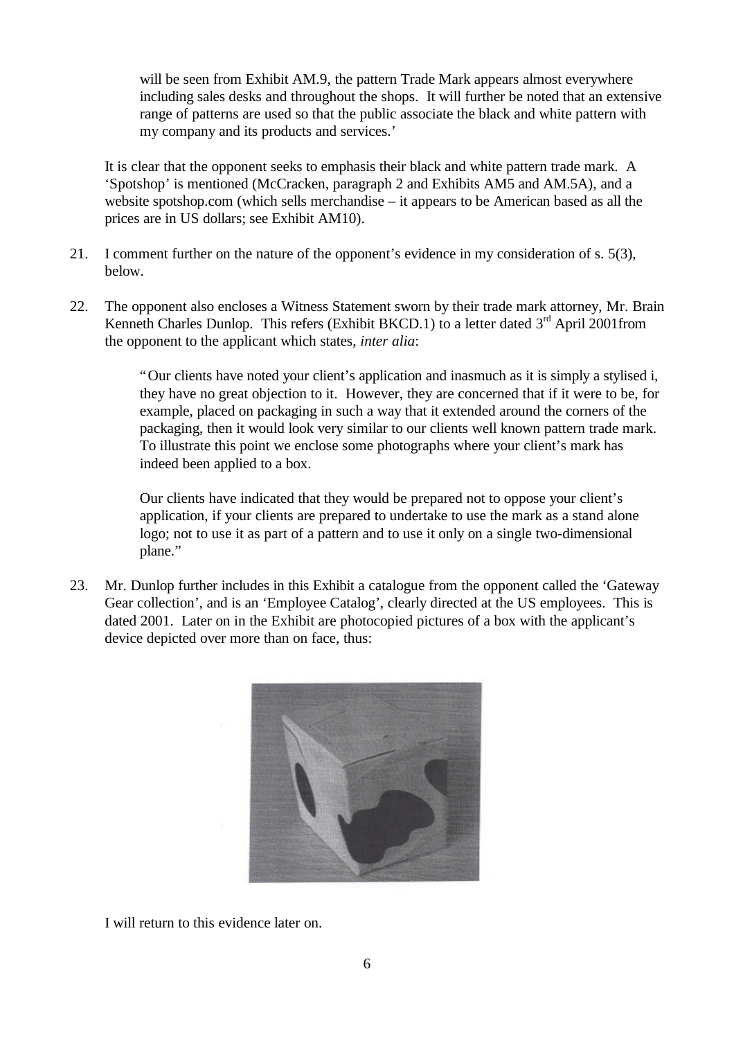will be seen from Exhibit AM.9, the pattern Trade Mark appears almost everywhere including sales desks and throughout the shops. It will further be noted that an extensive range of patterns are used so that the public associate the black and white pattern with my company and its products and services.'

It is clear that the opponent seeks to emphasis their black and white pattern trade mark. A 'Spotshop' is mentioned (McCracken, paragraph 2 and Exhibits AM5 and AM.5A), and a website spotshop.com (which sells merchandise – it appears to be American based as all the prices are in US dollars; see Exhibit AM10).

21. I comment further on the nature of the opponent's evidence in my consideration of s. 5(3), below.

22. The opponent also encloses a Witness Statement sworn by their trade mark attorney, Mr. Brain Kenneth Charles Dunlop. This refers (Exhibit BKCD.1) to a letter dated 3rd April 2001from the opponent to the applicant which states, *inter alia*:

> "Our clients have noted your client's application and inasmuch as it is simply a stylised i, they have no great objection to it. However, they are concerned that if it were to be, for example, placed on packaging in such a way that it extended around the corners of the packaging, then it would look very similar to our clients well known pattern trade mark. To illustrate this point we enclose some photographs where your client's mark has indeed been applied to a box.
>
> Our clients have indicated that they would be prepared not to oppose your client's application, if your clients are prepared to undertake to use the mark as a stand alone logo; not to use it as part of a pattern and to use it only on a single two-dimensional plane."

23. Mr. Dunlop further includes in this Exhibit a catalogue from the opponent called the 'Gateway Gear collection', and is an 'Employee Catalog', clearly directed at the US employees. This is dated 2001. Later on in the Exhibit are photocopied pictures of a box with the applicant's device depicted over more than on face, thus:

I will return to this evidence later on.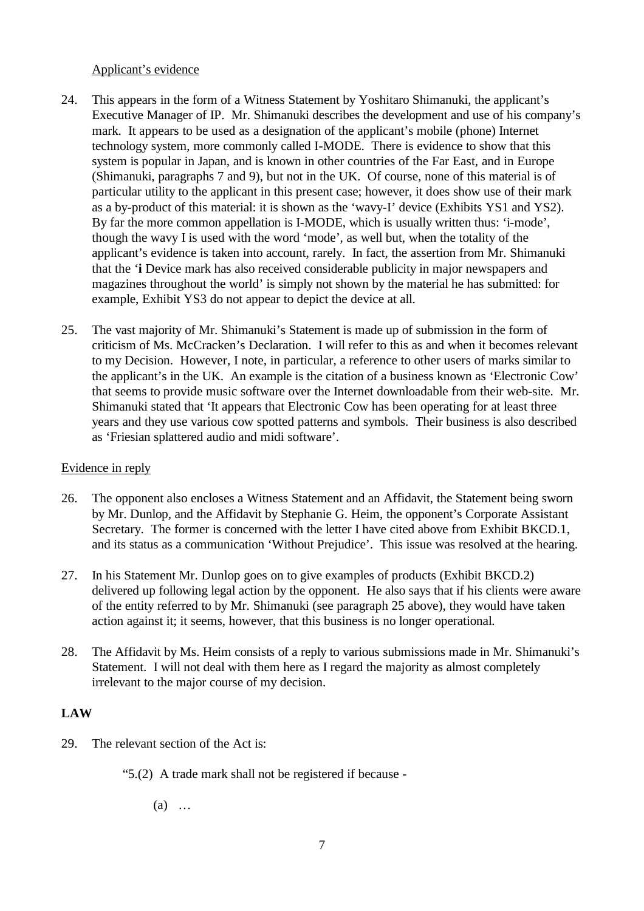Applicant's evidence

24. This appears in the form of a Witness Statement by Yoshitaro Shimanuki, the applicant's Executive Manager of IP. Mr. Shimanuki describes the development and use of his company's mark. It appears to be used as a designation of the applicant's mobile (phone) Internet technology system, more commonly called I-MODE. There is evidence to show that this system is popular in Japan, and is known in other countries of the Far East, and in Europe (Shimanuki, paragraphs 7 and 9), but not in the UK. Of course, none of this material is of particular utility to the applicant in this present case; however, it does show use of their mark as a by-product of this material: it is shown as the 'wavy-I' device (Exhibits YS1 and YS2). By far the more common appellation is I-MODE, which is usually written thus: 'i-mode', though the wavy I is used with the word 'mode', as well but, when the totality of the applicant's evidence is taken into account, rarely. In fact, the assertion from Mr. Shimanuki that the '**i** Device mark has also received considerable publicity in major newspapers and magazines throughout the world' is simply not shown by the material he has submitted: for example, Exhibit YS3 do not appear to depict the device at all.

25. The vast majority of Mr. Shimanuki's Statement is made up of submission in the form of criticism of Ms. McCracken's Declaration. I will refer to this as and when it becomes relevant to my Decision. However, I note, in particular, a reference to other users of marks similar to the applicant's in the UK. An example is the citation of a business known as 'Electronic Cow' that seems to provide music software over the Internet downloadable from their web-site. Mr. Shimanuki stated that 'It appears that Electronic Cow has been operating for at least three years and they use various cow spotted patterns and symbols. Their business is also described as 'Friesian splattered audio and midi software'.

Evidence in reply

26. The opponent also encloses a Witness Statement and an Affidavit, the Statement being sworn by Mr. Dunlop, and the Affidavit by Stephanie G. Heim, the opponent's Corporate Assistant Secretary. The former is concerned with the letter I have cited above from Exhibit BKCD.1, and its status as a communication 'Without Prejudice'. This issue was resolved at the hearing.

27. In his Statement Mr. Dunlop goes on to give examples of products (Exhibit BKCD.2) delivered up following legal action by the opponent. He also says that if his clients were aware of the entity referred to by Mr. Shimanuki (see paragraph 25 above), they would have taken action against it; it seems, however, that this business is no longer operational.

28. The Affidavit by Ms. Heim consists of a reply to various submissions made in Mr. Shimanuki's Statement. I will not deal with them here as I regard the majority as almost completely irrelevant to the major course of my decision.

**LAW**

29. The relevant section of the Act is:

"5.(2) A trade mark shall not be registered if because -

(a) …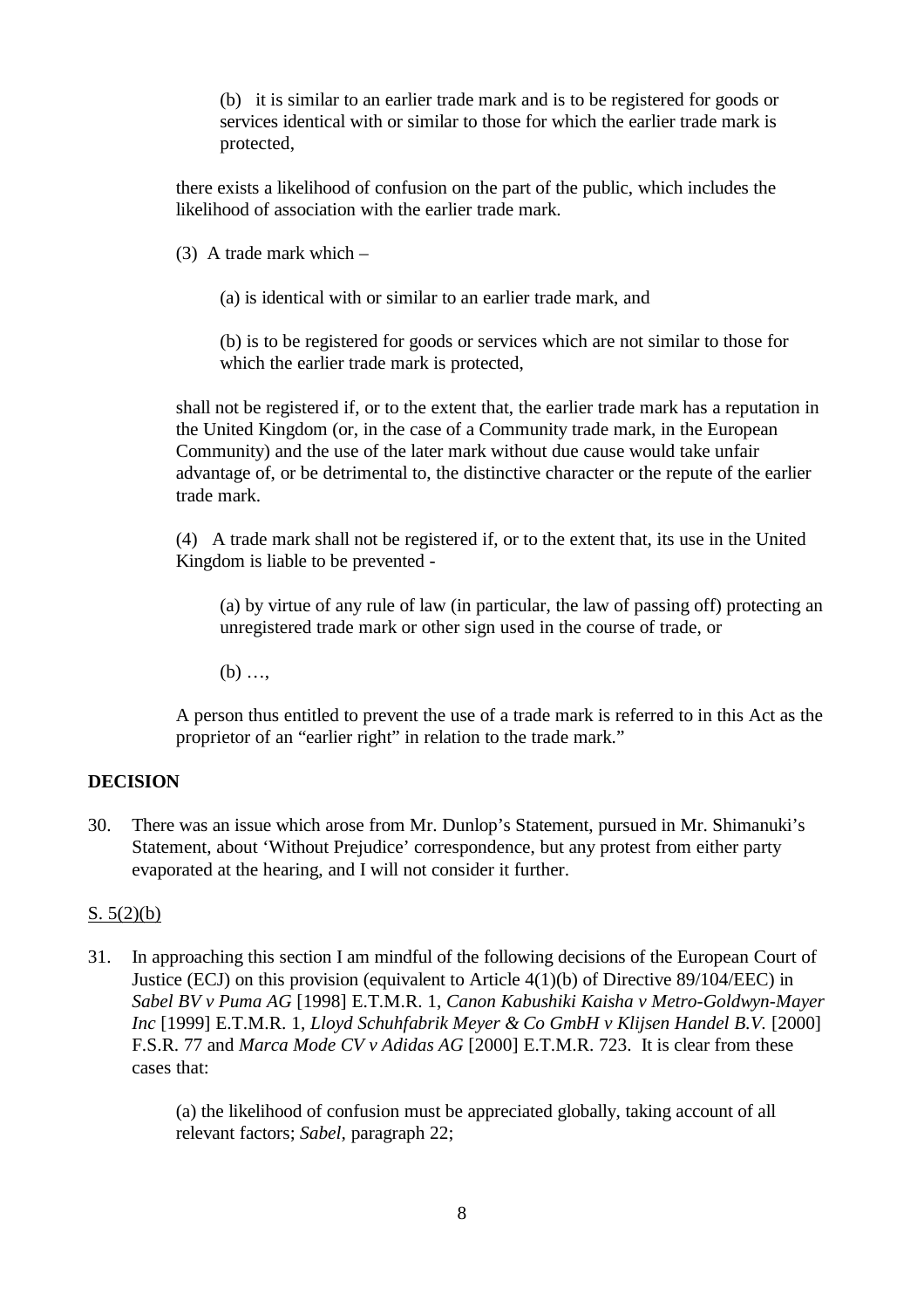(b) it is similar to an earlier trade mark and is to be registered for goods or services identical with or similar to those for which the earlier trade mark is protected,

there exists a likelihood of confusion on the part of the public, which includes the likelihood of association with the earlier trade mark.

(3) A trade mark which –

(a) is identical with or similar to an earlier trade mark, and

(b) is to be registered for goods or services which are not similar to those for which the earlier trade mark is protected,

shall not be registered if, or to the extent that, the earlier trade mark has a reputation in the United Kingdom (or, in the case of a Community trade mark, in the European Community) and the use of the later mark without due cause would take unfair advantage of, or be detrimental to, the distinctive character or the repute of the earlier trade mark.

(4) A trade mark shall not be registered if, or to the extent that, its use in the United Kingdom is liable to be prevented -

(a) by virtue of any rule of law (in particular, the law of passing off) protecting an unregistered trade mark or other sign used in the course of trade, or

(b) …,

A person thus entitled to prevent the use of a trade mark is referred to in this Act as the proprietor of an "earlier right" in relation to the trade mark."

**DECISION**

30. There was an issue which arose from Mr. Dunlop's Statement, pursued in Mr. Shimanuki's Statement, about 'Without Prejudice' correspondence, but any protest from either party evaporated at the hearing, and I will not consider it further.

S. 5(2)(b)

31. In approaching this section I am mindful of the following decisions of the European Court of Justice (ECJ) on this provision (equivalent to Article 4(1)(b) of Directive 89/104/EEC) in *Sabel BV v Puma AG* [1998] E.T.M.R. 1, *Canon Kabushiki Kaisha v Metro-Goldwyn-Mayer Inc* [1999] E.T.M.R. 1, *Lloyd Schuhfabrik Meyer & Co GmbH v Klijsen Handel B.V.* [2000] F.S.R. 77 and *Marca Mode CV v Adidas AG* [2000] E.T.M.R. 723. It is clear from these cases that:

(a) the likelihood of confusion must be appreciated globally, taking account of all relevant factors; *Sabel*, paragraph 22;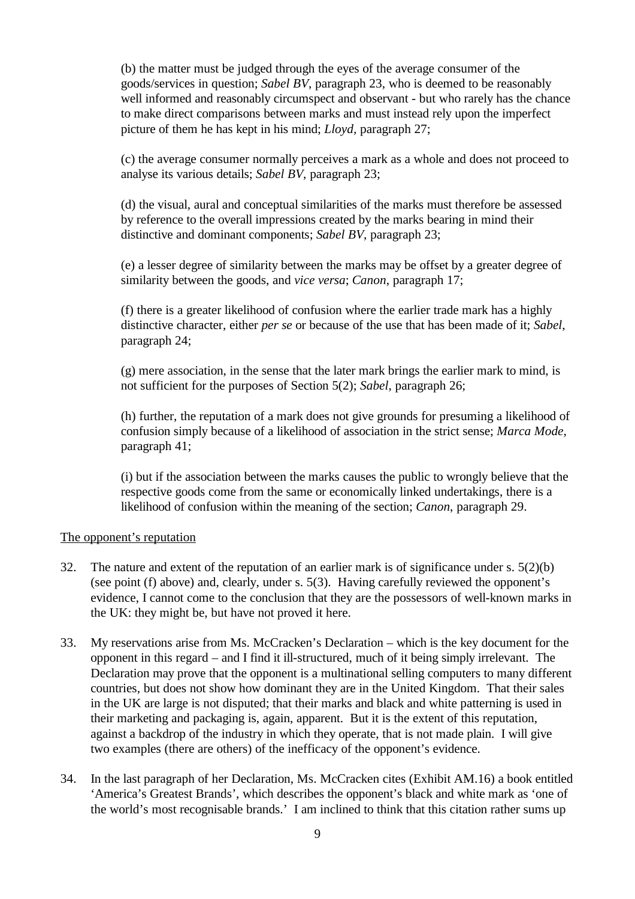(b) the matter must be judged through the eyes of the average consumer of the goods/services in question; *Sabel BV*, paragraph 23, who is deemed to be reasonably well informed and reasonably circumspect and observant - but who rarely has the chance to make direct comparisons between marks and must instead rely upon the imperfect picture of them he has kept in his mind; *Lloyd*, paragraph 27;

(c) the average consumer normally perceives a mark as a whole and does not proceed to analyse its various details; *Sabel BV*, paragraph 23;

(d) the visual, aural and conceptual similarities of the marks must therefore be assessed by reference to the overall impressions created by the marks bearing in mind their distinctive and dominant components; *Sabel BV*, paragraph 23;

(e) a lesser degree of similarity between the marks may be offset by a greater degree of similarity between the goods, and *vice versa*; *Canon*, paragraph 17;

(f) there is a greater likelihood of confusion where the earlier trade mark has a highly distinctive character, either *per se* or because of the use that has been made of it; *Sabel*, paragraph 24;

(g) mere association, in the sense that the later mark brings the earlier mark to mind, is not sufficient for the purposes of Section 5(2); *Sabel*, paragraph 26;

(h) further, the reputation of a mark does not give grounds for presuming a likelihood of confusion simply because of a likelihood of association in the strict sense; *Marca Mode*, paragraph 41;

(i) but if the association between the marks causes the public to wrongly believe that the respective goods come from the same or economically linked undertakings, there is a likelihood of confusion within the meaning of the section; *Canon*, paragraph 29.

<u>The opponent's reputation</u>

32. The nature and extent of the reputation of an earlier mark is of significance under s. 5(2)(b) (see point (f) above) and, clearly, under s. 5(3). Having carefully reviewed the opponent's evidence, I cannot come to the conclusion that they are the possessors of well-known marks in the UK: they might be, but have not proved it here.

33. My reservations arise from Ms. McCracken's Declaration – which is the key document for the opponent in this regard – and I find it ill-structured, much of it being simply irrelevant. The Declaration may prove that the opponent is a multinational selling computers to many different countries, but does not show how dominant they are in the United Kingdom. That their sales in the UK are large is not disputed; that their marks and black and white patterning is used in their marketing and packaging is, again, apparent. But it is the extent of this reputation, against a backdrop of the industry in which they operate, that is not made plain. I will give two examples (there are others) of the inefficacy of the opponent's evidence.

34. In the last paragraph of her Declaration, Ms. McCracken cites (Exhibit AM.16) a book entitled 'America's Greatest Brands', which describes the opponent's black and white mark as 'one of the world's most recognisable brands.' I am inclined to think that this citation rather sums up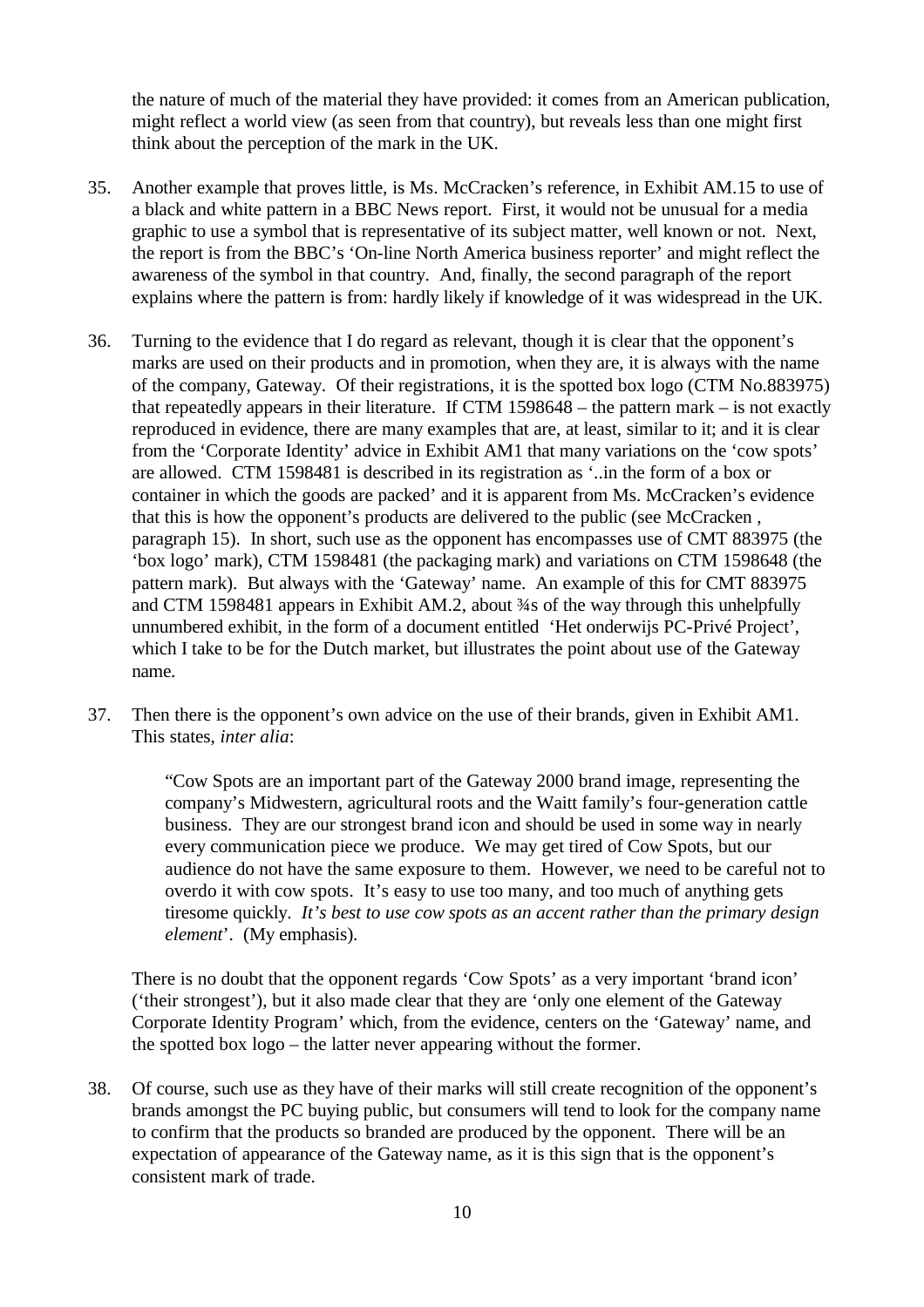the nature of much of the material they have provided: it comes from an American publication, might reflect a world view (as seen from that country), but reveals less than one might first think about the perception of the mark in the UK.

35. Another example that proves little, is Ms. McCracken's reference, in Exhibit AM.15 to use of a black and white pattern in a BBC News report. First, it would not be unusual for a media graphic to use a symbol that is representative of its subject matter, well known or not. Next, the report is from the BBC's 'On-line North America business reporter' and might reflect the awareness of the symbol in that country. And, finally, the second paragraph of the report explains where the pattern is from: hardly likely if knowledge of it was widespread in the UK.

36. Turning to the evidence that I do regard as relevant, though it is clear that the opponent's marks are used on their products and in promotion, when they are, it is always with the name of the company, Gateway. Of their registrations, it is the spotted box logo (CTM No.883975) that repeatedly appears in their literature. If CTM 1598648 – the pattern mark – is not exactly reproduced in evidence, there are many examples that are, at least, similar to it; and it is clear from the 'Corporate Identity' advice in Exhibit AM1 that many variations on the 'cow spots' are allowed. CTM 1598481 is described in its registration as '..in the form of a box or container in which the goods are packed' and it is apparent from Ms. McCracken's evidence that this is how the opponent's products are delivered to the public (see McCracken , paragraph 15). In short, such use as the opponent has encompasses use of CMT 883975 (the 'box logo' mark), CTM 1598481 (the packaging mark) and variations on CTM 1598648 (the pattern mark). But always with the 'Gateway' name. An example of this for CMT 883975 and CTM 1598481 appears in Exhibit AM.2, about ¾s of the way through this unhelpfully unnumbered exhibit, in the form of a document entitled 'Het onderwijs PC-Privé Project', which I take to be for the Dutch market, but illustrates the point about use of the Gateway name.

37. Then there is the opponent's own advice on the use of their brands, given in Exhibit AM1. This states, *inter alia*:

> "Cow Spots are an important part of the Gateway 2000 brand image, representing the company's Midwestern, agricultural roots and the Waitt family's four-generation cattle business. They are our strongest brand icon and should be used in some way in nearly every communication piece we produce. We may get tired of Cow Spots, but our audience do not have the same exposure to them. However, we need to be careful not to overdo it with cow spots. It's easy to use too many, and too much of anything gets tiresome quickly. *It's best to use cow spots as an accent rather than the primary design element*'. (My emphasis).

There is no doubt that the opponent regards 'Cow Spots' as a very important 'brand icon' ('their strongest'), but it also made clear that they are 'only one element of the Gateway Corporate Identity Program' which, from the evidence, centers on the 'Gateway' name, and the spotted box logo – the latter never appearing without the former.

38. Of course, such use as they have of their marks will still create recognition of the opponent's brands amongst the PC buying public, but consumers will tend to look for the company name to confirm that the products so branded are produced by the opponent. There will be an expectation of appearance of the Gateway name, as it is this sign that is the opponent's consistent mark of trade.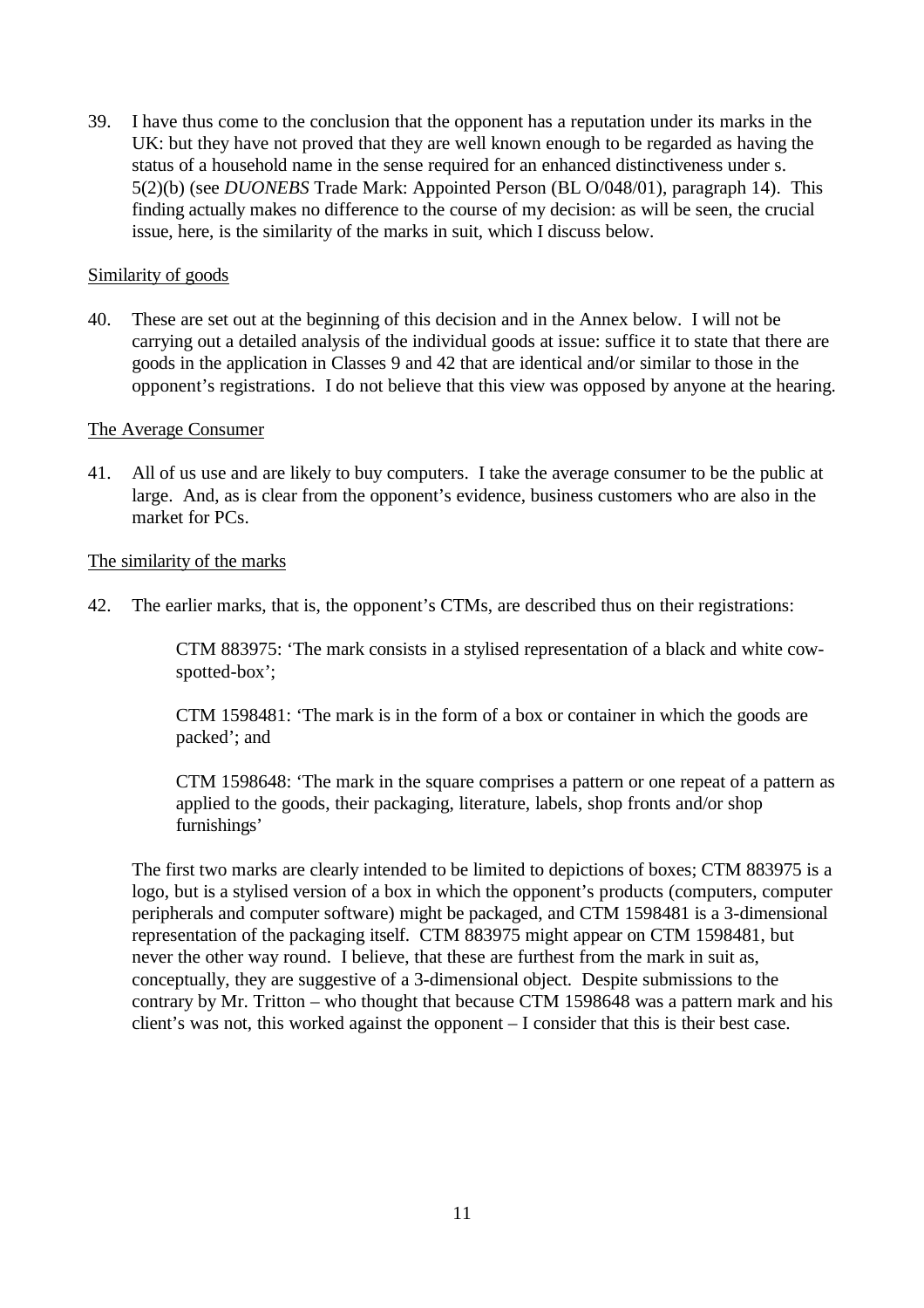39. I have thus come to the conclusion that the opponent has a reputation under its marks in the UK: but they have not proved that they are well known enough to be regarded as having the status of a household name in the sense required for an enhanced distinctiveness under s. 5(2)(b) (see *DUONEBS* Trade Mark: Appointed Person (BL O/048/01), paragraph 14). This finding actually makes no difference to the course of my decision: as will be seen, the crucial issue, here, is the similarity of the marks in suit, which I discuss below.

<u>Similarity of goods</u>

40. These are set out at the beginning of this decision and in the Annex below. I will not be carrying out a detailed analysis of the individual goods at issue: suffice it to state that there are goods in the application in Classes 9 and 42 that are identical and/or similar to those in the opponent's registrations. I do not believe that this view was opposed by anyone at the hearing.

<u>The Average Consumer</u>

41. All of us use and are likely to buy computers. I take the average consumer to be the public at large. And, as is clear from the opponent's evidence, business customers who are also in the market for PCs.

<u>The similarity of the marks</u>

42. The earlier marks, that is, the opponent's CTMs, are described thus on their registrations:

> CTM 883975: 'The mark consists in a stylised representation of a black and white cow-spotted-box';
>
> CTM 1598481: 'The mark is in the form of a box or container in which the goods are packed'; and
>
> CTM 1598648: 'The mark in the square comprises a pattern or one repeat of a pattern as applied to the goods, their packaging, literature, labels, shop fronts and/or shop furnishings'

The first two marks are clearly intended to be limited to depictions of boxes; CTM 883975 is a logo, but is a stylised version of a box in which the opponent's products (computers, computer peripherals and computer software) might be packaged, and CTM 1598481 is a 3-dimensional representation of the packaging itself. CTM 883975 might appear on CTM 1598481, but never the other way round. I believe, that these are furthest from the mark in suit as, conceptually, they are suggestive of a 3-dimensional object. Despite submissions to the contrary by Mr. Tritton – who thought that because CTM 1598648 was a pattern mark and his client's was not, this worked against the opponent – I consider that this is their best case.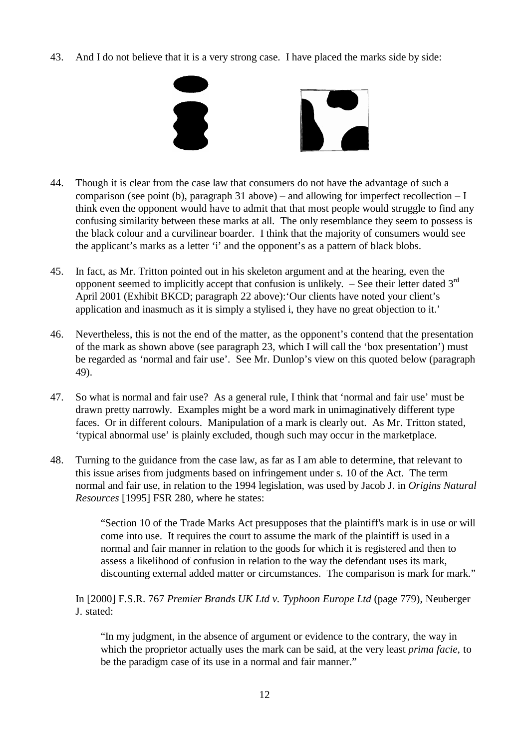43. And I do not believe that it is a very strong case. I have placed the marks side by side:

44. Though it is clear from the case law that consumers do not have the advantage of such a comparison (see point (b), paragraph 31 above) – and allowing for imperfect recollection – I think even the opponent would have to admit that that most people would struggle to find any confusing similarity between these marks at all. The only resemblance they seem to possess is the black colour and a curvilinear boarder. I think that the majority of consumers would see the applicant's marks as a letter 'i' and the opponent's as a pattern of black blobs.

45. In fact, as Mr. Tritton pointed out in his skeleton argument and at the hearing, even the opponent seemed to implicitly accept that confusion is unlikely. – See their letter dated 3rd April 2001 (Exhibit BKCD; paragraph 22 above):'Our clients have noted your client's application and inasmuch as it is simply a stylised i, they have no great objection to it.'

46. Nevertheless, this is not the end of the matter, as the opponent's contend that the presentation of the mark as shown above (see paragraph 23, which I will call the 'box presentation') must be regarded as 'normal and fair use'. See Mr. Dunlop's view on this quoted below (paragraph 49).

47. So what is normal and fair use? As a general rule, I think that 'normal and fair use' must be drawn pretty narrowly. Examples might be a word mark in unimaginatively different type faces. Or in different colours. Manipulation of a mark is clearly out. As Mr. Tritton stated, 'typical abnormal use' is plainly excluded, though such may occur in the marketplace.

48. Turning to the guidance from the case law, as far as I am able to determine, that relevant to this issue arises from judgments based on infringement under s. 10 of the Act. The term normal and fair use, in relation to the 1994 legislation, was used by Jacob J. in *Origins Natural Resources* [1995] FSR 280, where he states:

> "Section 10 of the Trade Marks Act presupposes that the plaintiff's mark is in use or will come into use. It requires the court to assume the mark of the plaintiff is used in a normal and fair manner in relation to the goods for which it is registered and then to assess a likelihood of confusion in relation to the way the defendant uses its mark, discounting external added matter or circumstances. The comparison is mark for mark."

In [2000] F.S.R. 767 *Premier Brands UK Ltd v. Typhoon Europe Ltd* (page 779), Neuberger J. stated:

> "In my judgment, in the absence of argument or evidence to the contrary, the way in which the proprietor actually uses the mark can be said, at the very least *prima facie*, to be the paradigm case of its use in a normal and fair manner."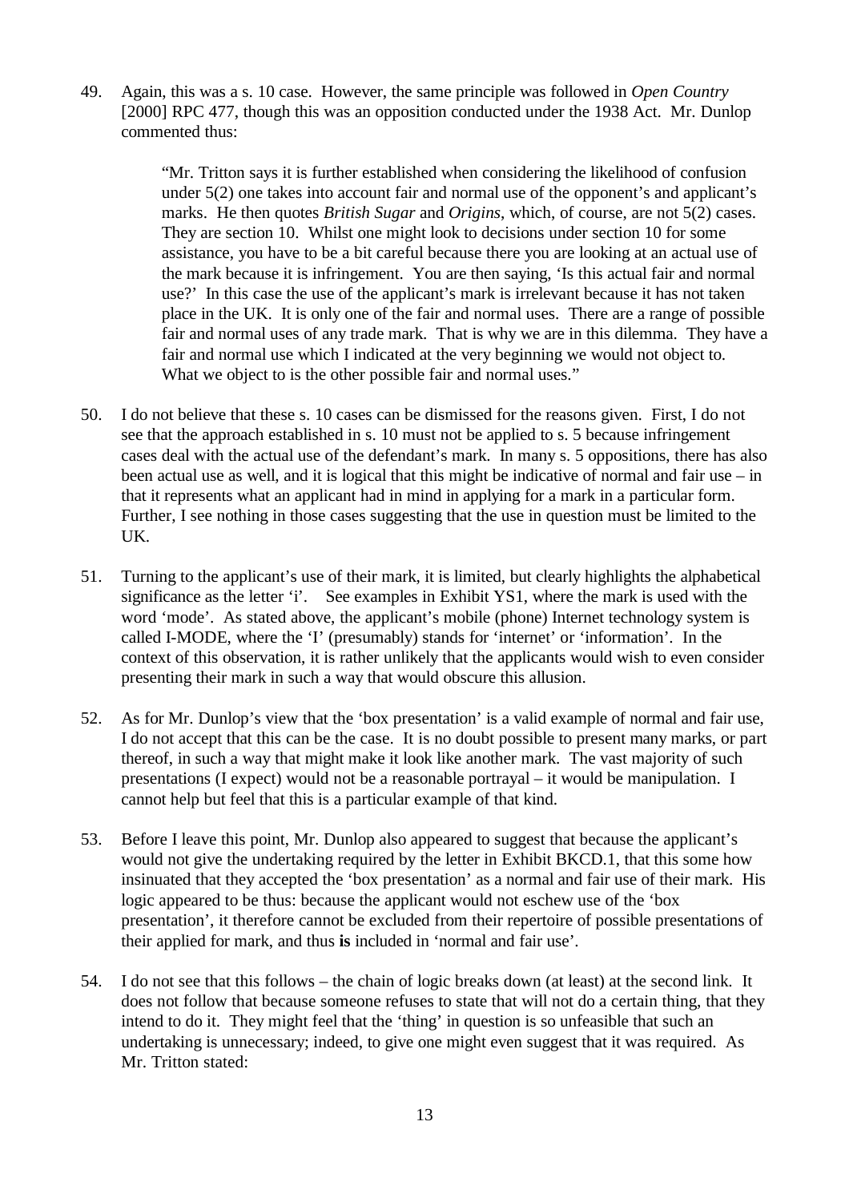49. Again, this was a s. 10 case. However, the same principle was followed in *Open Country* [2000] RPC 477, though this was an opposition conducted under the 1938 Act. Mr. Dunlop commented thus:

> "Mr. Tritton says it is further established when considering the likelihood of confusion under 5(2) one takes into account fair and normal use of the opponent's and applicant's marks. He then quotes *British Sugar* and *Origins*, which, of course, are not 5(2) cases. They are section 10. Whilst one might look to decisions under section 10 for some assistance, you have to be a bit careful because there you are looking at an actual use of the mark because it is infringement. You are then saying, 'Is this actual fair and normal use?' In this case the use of the applicant's mark is irrelevant because it has not taken place in the UK. It is only one of the fair and normal uses. There are a range of possible fair and normal uses of any trade mark. That is why we are in this dilemma. They have a fair and normal use which I indicated at the very beginning we would not object to. What we object to is the other possible fair and normal uses."

50. I do not believe that these s. 10 cases can be dismissed for the reasons given. First, I do not see that the approach established in s. 10 must not be applied to s. 5 because infringement cases deal with the actual use of the defendant's mark. In many s. 5 oppositions, there has also been actual use as well, and it is logical that this might be indicative of normal and fair use – in that it represents what an applicant had in mind in applying for a mark in a particular form. Further, I see nothing in those cases suggesting that the use in question must be limited to the UK.

51. Turning to the applicant's use of their mark, it is limited, but clearly highlights the alphabetical significance as the letter 'i'. See examples in Exhibit YS1, where the mark is used with the word 'mode'. As stated above, the applicant's mobile (phone) Internet technology system is called I-MODE, where the 'I' (presumably) stands for 'internet' or 'information'. In the context of this observation, it is rather unlikely that the applicants would wish to even consider presenting their mark in such a way that would obscure this allusion.

52. As for Mr. Dunlop's view that the 'box presentation' is a valid example of normal and fair use, I do not accept that this can be the case. It is no doubt possible to present many marks, or part thereof, in such a way that might make it look like another mark. The vast majority of such presentations (I expect) would not be a reasonable portrayal – it would be manipulation. I cannot help but feel that this is a particular example of that kind.

53. Before I leave this point, Mr. Dunlop also appeared to suggest that because the applicant's would not give the undertaking required by the letter in Exhibit BKCD.1, that this some how insinuated that they accepted the 'box presentation' as a normal and fair use of their mark. His logic appeared to be thus: because the applicant would not eschew use of the 'box presentation', it therefore cannot be excluded from their repertoire of possible presentations of their applied for mark, and thus **is** included in 'normal and fair use'.

54. I do not see that this follows – the chain of logic breaks down (at least) at the second link. It does not follow that because someone refuses to state that will not do a certain thing, that they intend to do it. They might feel that the 'thing' in question is so unfeasible that such an undertaking is unnecessary; indeed, to give one might even suggest that it was required. As Mr. Tritton stated: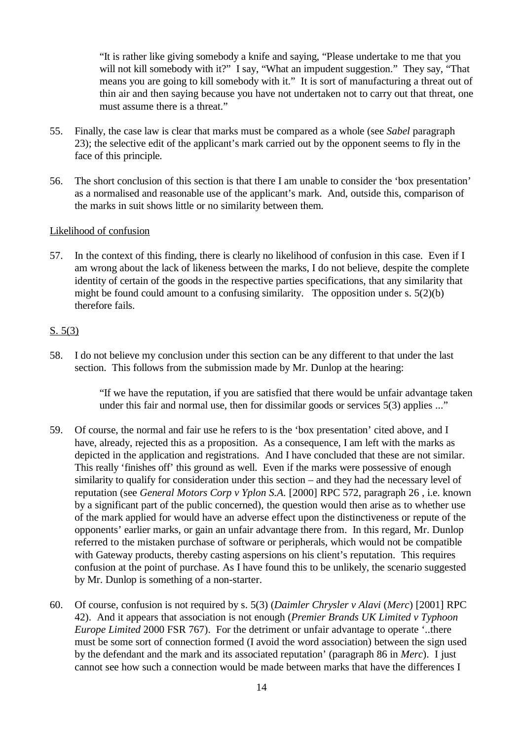> "It is rather like giving somebody a knife and saying, "Please undertake to me that you will not kill somebody with it?" I say, "What an impudent suggestion." They say, "That means you are going to kill somebody with it." It is sort of manufacturing a threat out of thin air and then saying because you have not undertaken not to carry out that threat, one must assume there is a threat."

55. Finally, the case law is clear that marks must be compared as a whole (see *Sabel* paragraph 23); the selective edit of the applicant's mark carried out by the opponent seems to fly in the face of this principle.

56. The short conclusion of this section is that there I am unable to consider the 'box presentation' as a normalised and reasonable use of the applicant's mark. And, outside this, comparison of the marks in suit shows little or no similarity between them.

<u>Likelihood of confusion</u>

57. In the context of this finding, there is clearly no likelihood of confusion in this case. Even if I am wrong about the lack of likeness between the marks, I do not believe, despite the complete identity of certain of the goods in the respective parties specifications, that any similarity that might be found could amount to a confusing similarity. The opposition under s. 5(2)(b) therefore fails.

<u>S. 5(3)</u>

58. I do not believe my conclusion under this section can be any different to that under the last section. This follows from the submission made by Mr. Dunlop at the hearing:

> "If we have the reputation, if you are satisfied that there would be unfair advantage taken under this fair and normal use, then for dissimilar goods or services 5(3) applies ..."

59. Of course, the normal and fair use he refers to is the 'box presentation' cited above, and I have, already, rejected this as a proposition. As a consequence, I am left with the marks as depicted in the application and registrations. And I have concluded that these are not similar. This really 'finishes off' this ground as well. Even if the marks were possessive of enough similarity to qualify for consideration under this section – and they had the necessary level of reputation (see *General Motors Corp v Yplon S.A.* [2000] RPC 572, paragraph 26 , i.e. known by a significant part of the public concerned), the question would then arise as to whether use of the mark applied for would have an adverse effect upon the distinctiveness or repute of the opponents' earlier marks, or gain an unfair advantage there from. In this regard, Mr. Dunlop referred to the mistaken purchase of software or peripherals, which would not be compatible with Gateway products, thereby casting aspersions on his client's reputation. This requires confusion at the point of purchase. As I have found this to be unlikely, the scenario suggested by Mr. Dunlop is something of a non-starter.

60. Of course, confusion is not required by s. 5(3) (*Daimler Chrysler v Alavi* (*Merc*) [2001] RPC 42). And it appears that association is not enough (*Premier Brands UK Limited v Typhoon Europe Limited* 2000 FSR 767). For the detriment or unfair advantage to operate '..there must be some sort of connection formed (I avoid the word association) between the sign used by the defendant and the mark and its associated reputation' (paragraph 86 in *Merc*). I just cannot see how such a connection would be made between marks that have the differences I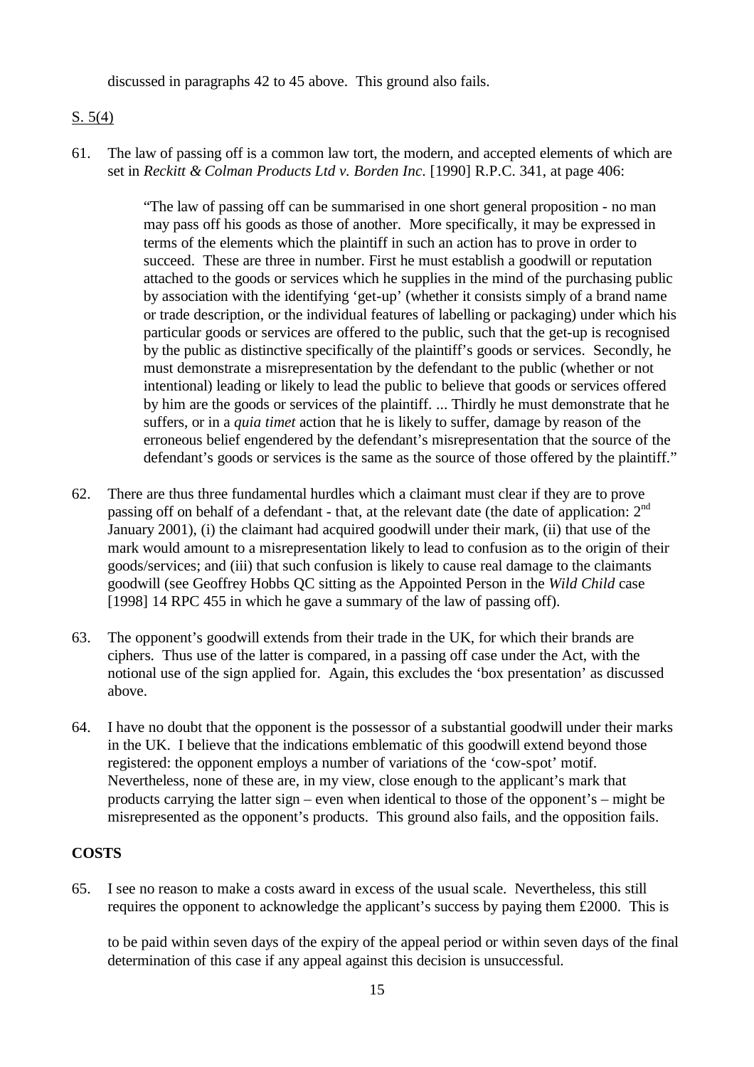discussed in paragraphs 42 to 45 above. This ground also fails.

S. 5(4)

61. The law of passing off is a common law tort, the modern, and accepted elements of which are set in *Reckitt & Colman Products Ltd v. Borden Inc*. [1990] R.P.C. 341, at page 406:

> "The law of passing off can be summarised in one short general proposition - no man may pass off his goods as those of another. More specifically, it may be expressed in terms of the elements which the plaintiff in such an action has to prove in order to succeed. These are three in number. First he must establish a goodwill or reputation attached to the goods or services which he supplies in the mind of the purchasing public by association with the identifying 'get-up' (whether it consists simply of a brand name or trade description, or the individual features of labelling or packaging) under which his particular goods or services are offered to the public, such that the get-up is recognised by the public as distinctive specifically of the plaintiff's goods or services. Secondly, he must demonstrate a misrepresentation by the defendant to the public (whether or not intentional) leading or likely to lead the public to believe that goods or services offered by him are the goods or services of the plaintiff. ... Thirdly he must demonstrate that he suffers, or in a *quia timet* action that he is likely to suffer, damage by reason of the erroneous belief engendered by the defendant's misrepresentation that the source of the defendant's goods or services is the same as the source of those offered by the plaintiff."

62. There are thus three fundamental hurdles which a claimant must clear if they are to prove passing off on behalf of a defendant - that, at the relevant date (the date of application: 2nd January 2001), (i) the claimant had acquired goodwill under their mark, (ii) that use of the mark would amount to a misrepresentation likely to lead to confusion as to the origin of their goods/services; and (iii) that such confusion is likely to cause real damage to the claimants goodwill (see Geoffrey Hobbs QC sitting as the Appointed Person in the *Wild Child* case [1998] 14 RPC 455 in which he gave a summary of the law of passing off).

63. The opponent's goodwill extends from their trade in the UK, for which their brands are ciphers. Thus use of the latter is compared, in a passing off case under the Act, with the notional use of the sign applied for. Again, this excludes the 'box presentation' as discussed above.

64. I have no doubt that the opponent is the possessor of a substantial goodwill under their marks in the UK. I believe that the indications emblematic of this goodwill extend beyond those registered: the opponent employs a number of variations of the 'cow-spot' motif. Nevertheless, none of these are, in my view, close enough to the applicant's mark that products carrying the latter sign – even when identical to those of the opponent's – might be misrepresented as the opponent's products. This ground also fails, and the opposition fails.

## COSTS

65. I see no reason to make a costs award in excess of the usual scale. Nevertheless, this still requires the opponent to acknowledge the applicant's success by paying them £2000. This is to be paid within seven days of the expiry of the appeal period or within seven days of the final determination of this case if any appeal against this decision is unsuccessful.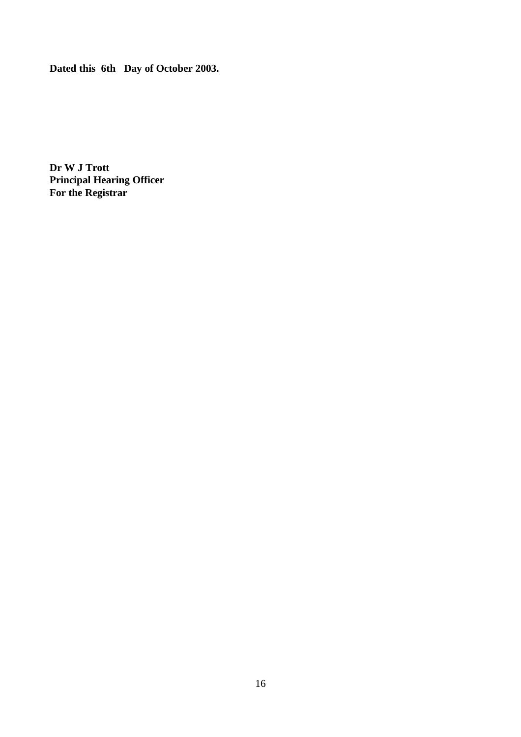**Dated this 6th Day of October 2003.**

**Dr W J Trott**
**Principal Hearing Officer**
**For the Registrar**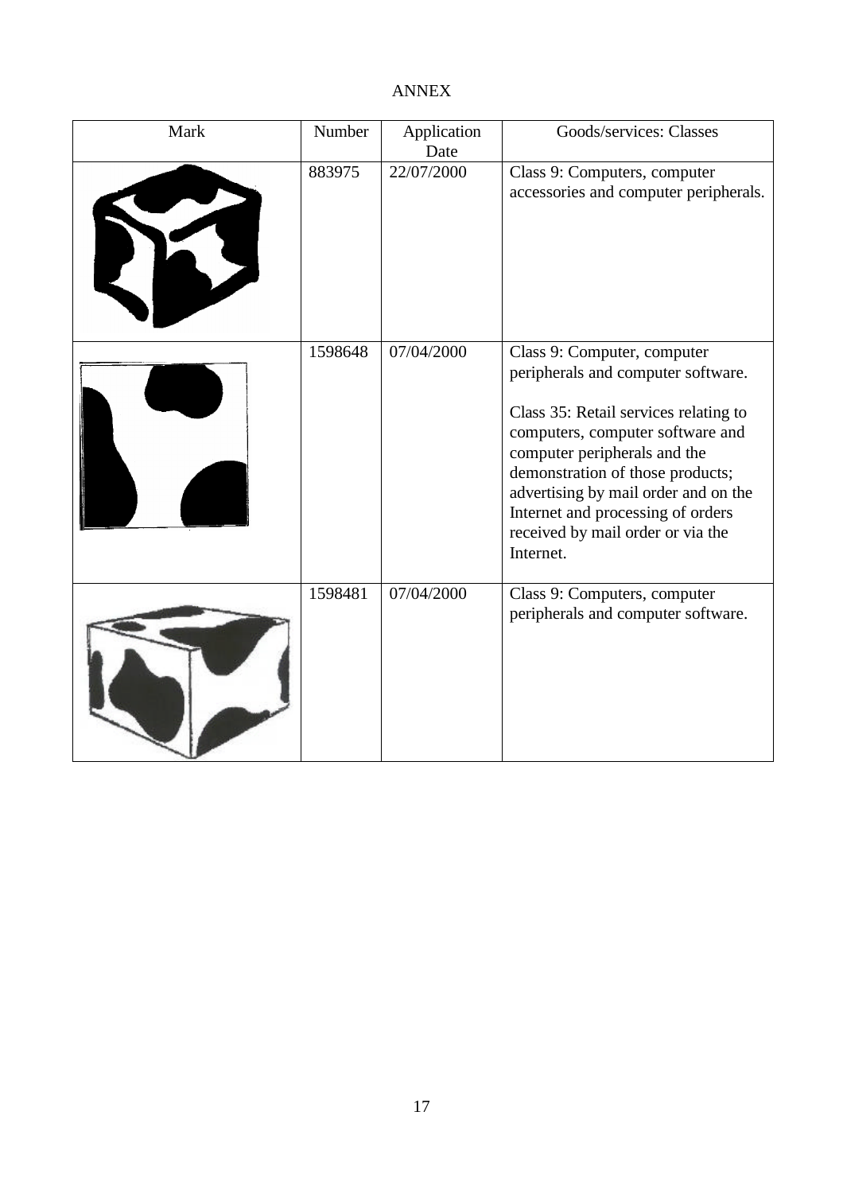ANNEX

| Mark | Number | Application Date | Goods/services: Classes |
|---|---|---|---|
| | 883975 | 22/07/2000 | Class 9: Computers, computer accessories and computer peripherals. |
| | 1598648 | 07/04/2000 | Class 9: Computer, computer peripherals and computer software.<br><br>Class 35: Retail services relating to computers, computer software and computer peripherals and the demonstration of those products; advertising by mail order and on the Internet and processing of orders received by mail order or via the Internet. |
| | 1598481 | 07/04/2000 | Class 9: Computers, computer peripherals and computer software. |